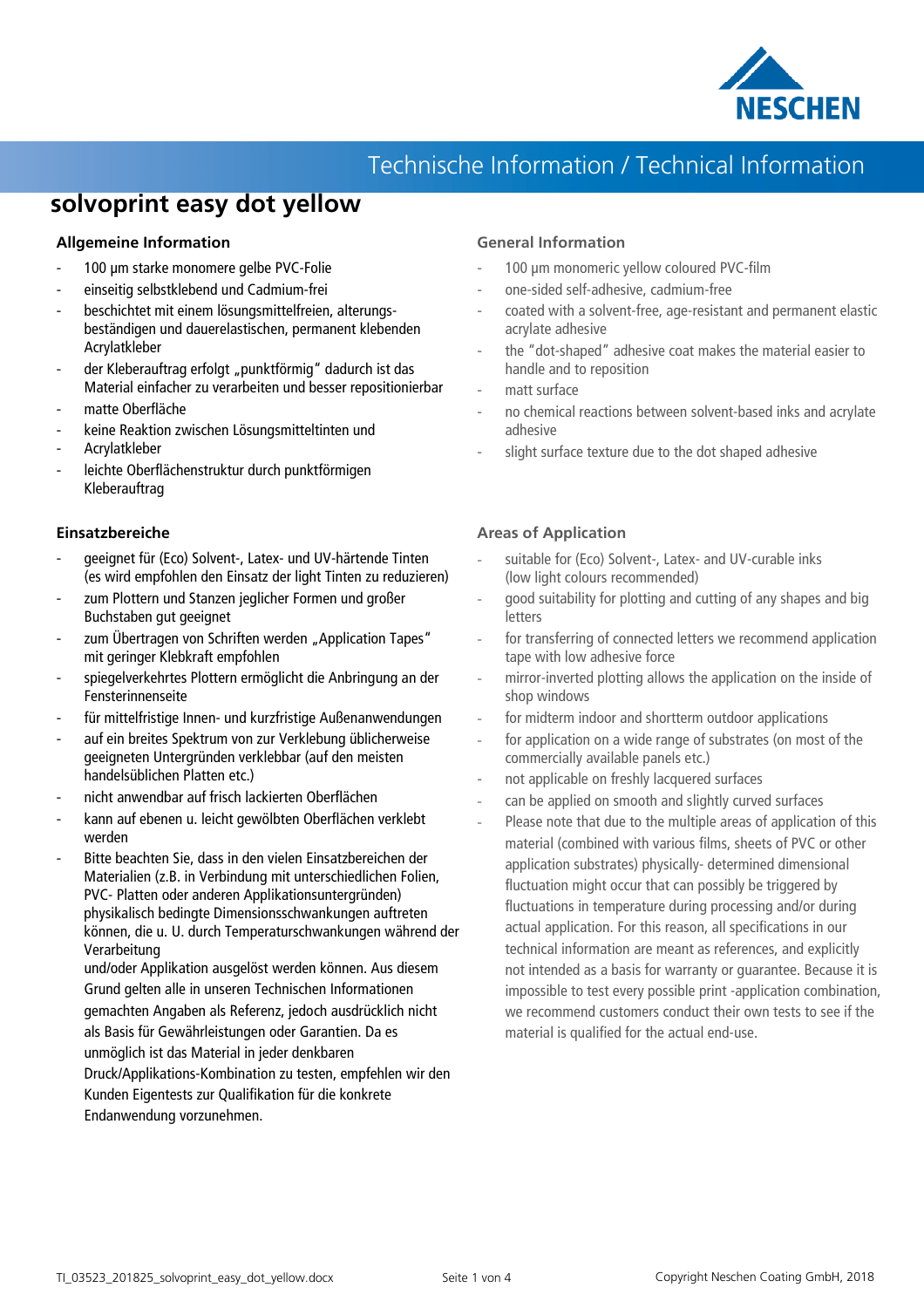# Technische Information / Technical Information

## solvoprint easy dot yellow

### Allgemeine Information

- 100 µm starke monomere gelbe PVC-Folie
- einseitig selbstklebend und Cadmium-frei
- beschichtet mit einem lösungsmittelfreien, alterungs-beständigen und dauerelastischen, permanent klebenden Acrylatkleber
- der Kleberauftrag erfolgt „punktförmig" dadurch ist das Material einfacher zu verarbeiten und besser repositionierbar
- matte Oberfläche
- keine Reaktion zwischen Lösungsmitteltinten und
- Acrylatkleber
- leichte Oberflächenstruktur durch punktförmigen Kleberauftrag

### Einsatzbereiche

- geeignet für (Eco) Solvent-, Latex- und UV-härtende Tinten (es wird empfohlen den Einsatz der light Tinten zu reduzieren)
- zum Plottern und Stanzen jeglicher Formen und großer Buchstaben gut geeignet
- zum Übertragen von Schriften werden „Application Tapes" mit geringer Klebkraft empfohlen
- spiegelverkehrtes Plottern ermöglicht die Anbringung an der Fensterinnenseite
- für mittelfristige Innen- und kurzfristige Außenanwendungen
- auf ein breites Spektrum von zur Verklebung üblicherweise geeigneten Untergründen verklebbar (auf den meisten handelsüblichen Platten etc.)
- nicht anwendbar auf frisch lackierten Oberflächen
- kann auf ebenen u. leicht gewölbten Oberflächen verklebt werden
- Bitte beachten Sie, dass in den vielen Einsatzbereichen der Materialien (z.B. in Verbindung mit unterschiedlichen Folien, PVC- Platten oder anderen Applikationsuntergründen) physikalisch bedingte Dimensionsschwankungen auftreten können, die u. U. durch Temperaturschwankungen während der Verarbeitung und/oder Applikation ausgelöst werden können. Aus diesem Grund gelten alle in unseren Technischen Informationen gemachten Angaben als Referenz, jedoch ausdrücklich nicht als Basis für Gewährleistungen oder Garantien. Da es unmöglich ist das Material in jeder denkbaren Druck/Applikations-Kombination zu testen, empfehlen wir den Kunden Eigentests zur Qualifikation für die konkrete Endanwendung vorzunehmen.

### General Information

- 100 µm monomeric yellow coloured PVC-film
- one-sided self-adhesive, cadmium-free
- coated with a solvent-free, age-resistant and permanent elastic acrylate adhesive
- the "dot-shaped" adhesive coat makes the material easier to handle and to reposition
- matt surface
- no chemical reactions between solvent-based inks and acrylate adhesive
- slight surface texture due to the dot shaped adhesive

### Areas of Application

- suitable for (Eco) Solvent-, Latex- and UV-curable inks (low light colours recommended)
- good suitability for plotting and cutting of any shapes and big letters
- for transferring of connected letters we recommend application tape with low adhesive force
- mirror-inverted plotting allows the application on the inside of shop windows
- for midterm indoor and shortterm outdoor applications
- for application on a wide range of substrates (on most of the commercially available panels etc.)
- not applicable on freshly lacquered surfaces
- can be applied on smooth and slightly curved surfaces
- Please note that due to the multiple areas of application of this material (combined with various films, sheets of PVC or other application substrates) physically- determined dimensional fluctuation might occur that can possibly be triggered by fluctuations in temperature during processing and/or during actual application. For this reason, all specifications in our technical information are meant as references, and explicitly not intended as a basis for warranty or guarantee. Because it is impossible to test every possible print -application combination, we recommend customers conduct their own tests to see if the material is qualified for the actual end-use.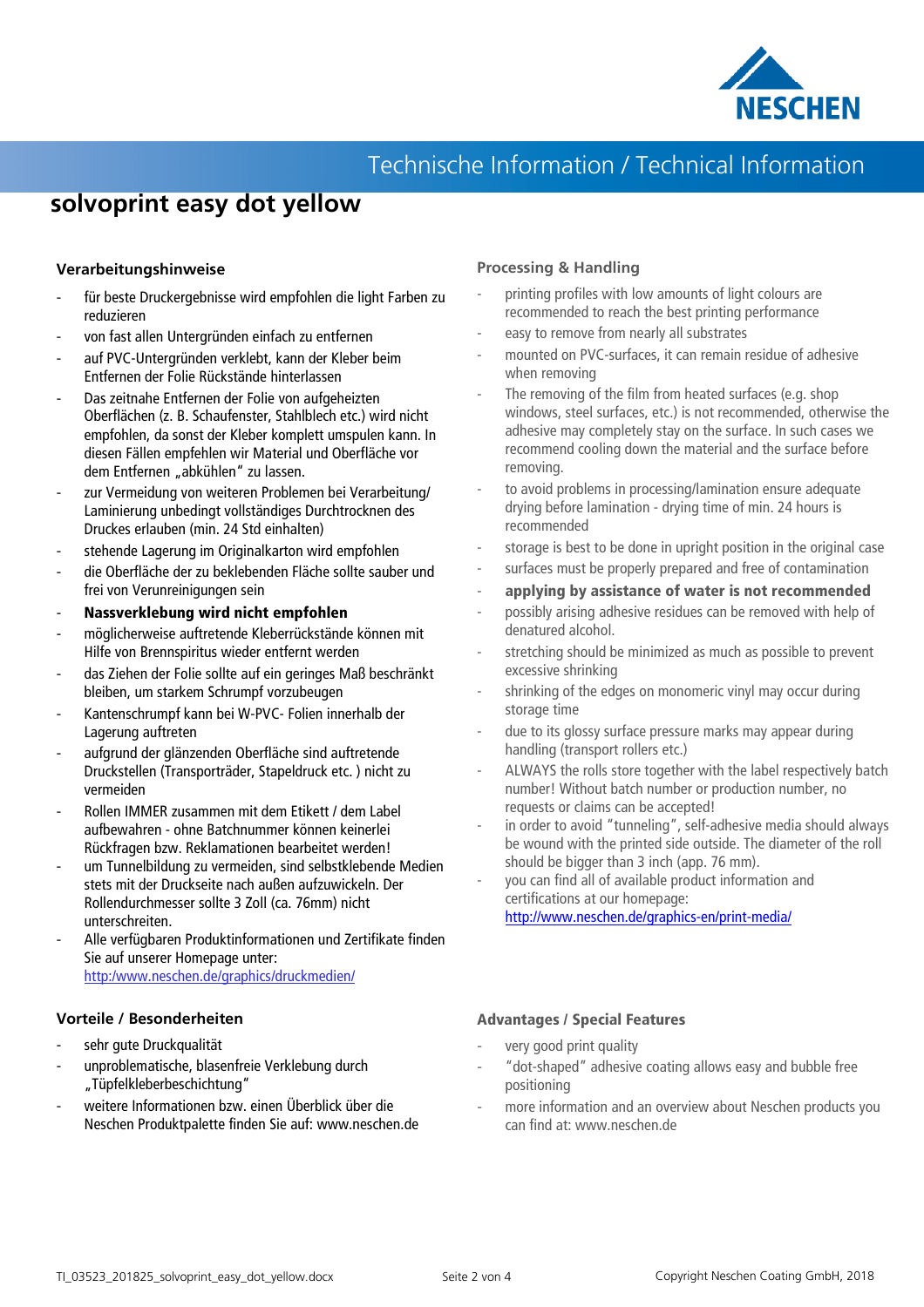# solvoprint easy dot yellow

## Verarbeitungshinweise

- für beste Druckergebnisse wird empfohlen die light Farben zu reduzieren
- von fast allen Untergründen einfach zu entfernen
- auf PVC-Untergründen verklebt, kann der Kleber beim Entfernen der Folie Rückstände hinterlassen
- Das zeitnahe Entfernen der Folie von aufgeheizten Oberflächen (z. B. Schaufenster, Stahlblech etc.) wird nicht empfohlen, da sonst der Kleber komplett umspulen kann. In diesen Fällen empfehlen wir Material und Oberfläche vor dem Entfernen „abkühlen" zu lassen.
- zur Vermeidung von weiteren Problemen bei Verarbeitung/ Laminierung unbedingt vollständiges Durchtrocknen des Druckes erlauben (min. 24 Std einhalten)
- stehende Lagerung im Originalkarton wird empfohlen
- die Oberfläche der zu beklebenden Fläche sollte sauber und frei von Verunreinigungen sein
- **Nassverklebung wird nicht empfohlen**
- möglicherweise auftretende Kleberrückstände können mit Hilfe von Brennspiritus wieder entfernt werden
- das Ziehen der Folie sollte auf ein geringes Maß beschränkt bleiben, um starkem Schrumpf vorzubeugen
- Kantenschrumpf kann bei W-PVC- Folien innerhalb der Lagerung auftreten
- aufgrund der glänzenden Oberfläche sind auftretende Druckstellen (Transporträder, Stapeldruck etc. ) nicht zu vermeiden
- Rollen IMMER zusammen mit dem Etikett / dem Label aufbewahren - ohne Batchnummer können keinerlei Rückfragen bzw. Reklamationen bearbeitet werden!
- um Tunnelbildung zu vermeiden, sind selbstklebende Medien stets mit der Druckseite nach außen aufzuwickeln. Der Rollendurchmesser sollte 3 Zoll (ca. 76mm) nicht unterschreiten.
- Alle verfügbaren Produktinformationen und Zertifikate finden Sie auf unserer Homepage unter: [http:/www.neschen.de/graphics/druckmedien/](http:/www.neschen.de/graphics/druckmedien/)

## Vorteile / Besonderheiten

- sehr gute Druckqualität
- unproblematische, blasenfreie Verklebung durch „Tüpfelkleberbeschichtung"
- weitere Informationen bzw. einen Überblick über die Neschen Produktpalette finden Sie auf: www.neschen.de

## Processing & Handling

- printing profiles with low amounts of light colours are recommended to reach the best printing performance
- easy to remove from nearly all substrates
- mounted on PVC-surfaces, it can remain residue of adhesive when removing
- The removing of the film from heated surfaces (e.g. shop windows, steel surfaces, etc.) is not recommended, otherwise the adhesive may completely stay on the surface. In such cases we recommend cooling down the material and the surface before removing.
- to avoid problems in processing/lamination ensure adequate drying before lamination - drying time of min. 24 hours is recommended
- storage is best to be done in upright position in the original case
- surfaces must be properly prepared and free of contamination
- **applying by assistance of water is not recommended**
- possibly arising adhesive residues can be removed with help of denatured alcohol.
- stretching should be minimized as much as possible to prevent excessive shrinking
- shrinking of the edges on monomeric vinyl may occur during storage time
- due to its glossy surface pressure marks may appear during handling (transport rollers etc.)
- ALWAYS the rolls store together with the label respectively batch number! Without batch number or production number, no requests or claims can be accepted!
- in order to avoid "tunneling", self-adhesive media should always be wound with the printed side outside. The diameter of the roll should be bigger than 3 inch (app. 76 mm).
- you can find all of available product information and certifications at our homepage: [http://www.neschen.de/graphics-en/print-media/](http://www.neschen.de/graphics-en/print-media/)

## Advantages / Special Features

- very good print quality
- "dot-shaped" adhesive coating allows easy and bubble free positioning
- more information and an overview about Neschen products you can find at: www.neschen.de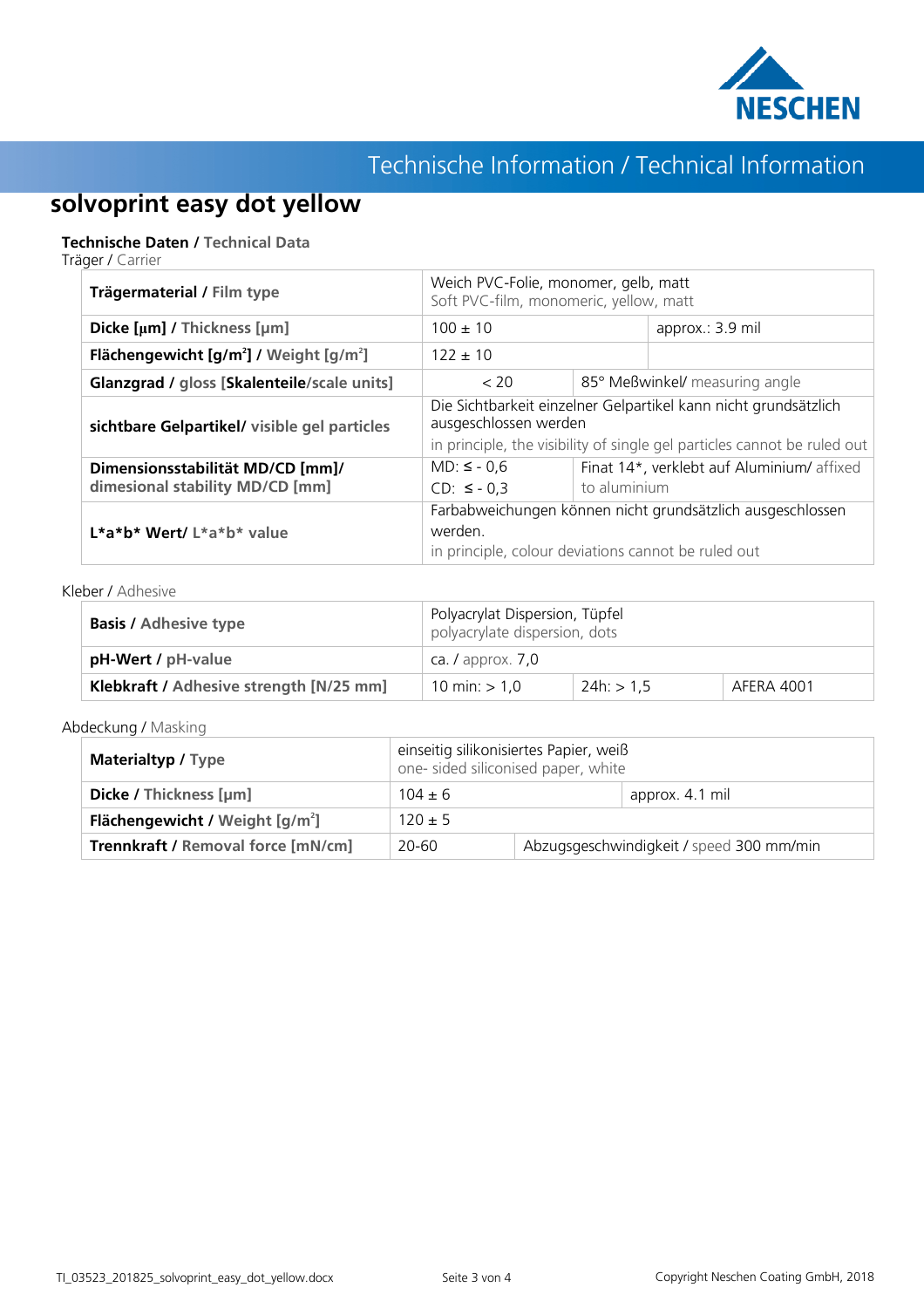# solvoprint easy dot yellow

**Technische Daten / Technical Data**

Träger / Carrier

| | | | |
|---|---|---|---|
| **Trägermaterial / Film type** | Weich PVC-Folie, monomer, gelb, matt<br>Soft PVC-film, monomeric, yellow, matt | | |
| **Dicke [µm] / Thickness [µm]** | 100 ± 10 | | approx.: 3.9 mil |
| **Flächengewicht [g/m²] / Weight [g/m²]** | 122 ± 10 | | |
| **Glanzgrad / gloss [Skalenteile/scale units]** | < 20 | 85° Meßwinkel/ measuring angle | |
| **sichtbare Gelpartikel/ visible gel particles** | Die Sichtbarkeit einzelner Gelpartikel kann nicht grundsätzlich ausgeschlossen werden<br>in principle, the visibility of single gel particles cannot be ruled out | | |
| **Dimensionsstabilität MD/CD [mm]/ dimesional stability MD/CD [mm]** | MD: ≤ - 0,6<br>CD: ≤ - 0,3 | Finat 14*, verklebt auf Aluminium/ affixed to aluminium | |
| **L\*a\*b\* Wert/ L\*a\*b\* value** | Farbabweichungen können nicht grundsätzlich ausgeschlossen werden.<br>in principle, colour deviations cannot be ruled out | | |

Kleber / Adhesive

| | | | |
|---|---|---|---|
| **Basis / Adhesive type** | Polyacrylat Dispersion, Tüpfel<br>polyacrylate dispersion, dots | | |
| **pH-Wert / pH-value** | ca. / approx. 7,0 | | |
| **Klebkraft / Adhesive strength [N/25 mm]** | 10 min: > 1,0 | 24h: > 1,5 | AFERA 4001 |

Abdeckung / Masking

| | | |
|---|---|---|
| **Materialtyp / Type** | einseitig silikonisiertes Papier, weiß<br>one- sided siliconised paper, white | |
| **Dicke / Thickness [µm]** | 104 ± 6 | approx. 4.1 mil |
| **Flächengewicht / Weight [g/m²]** | 120 ± 5 | |
| **Trennkraft / Removal force [mN/cm]** | 20-60 | Abzugsgeschwindigkeit / speed 300 mm/min |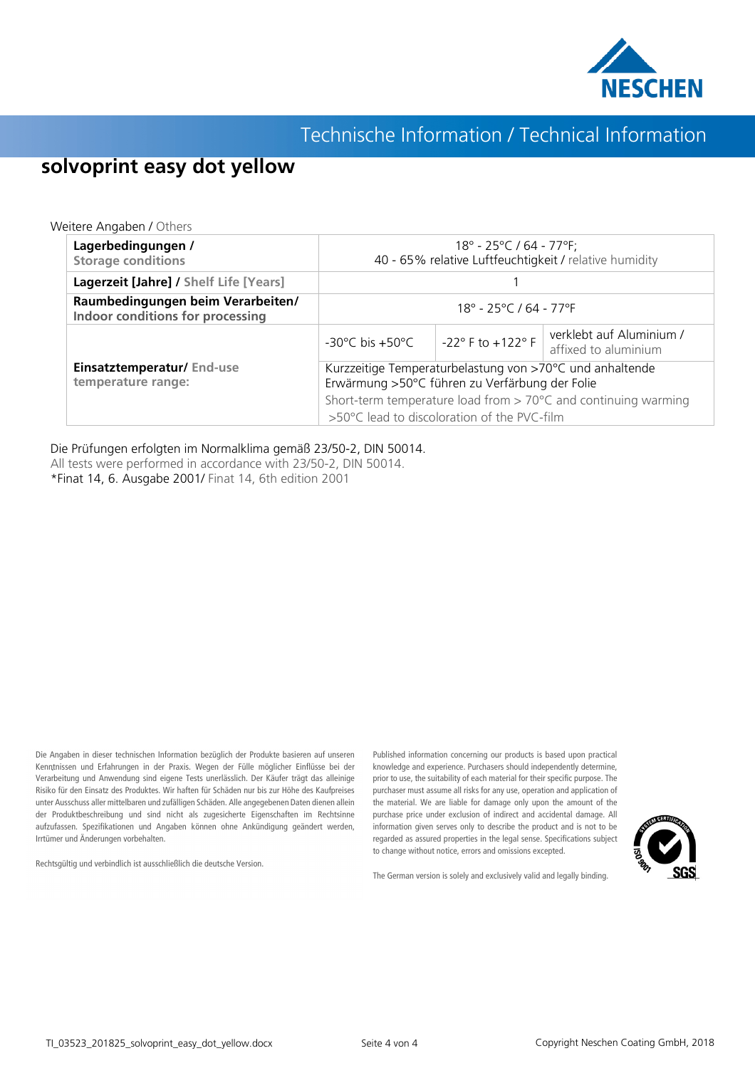## solvoprint easy dot yellow

Weitere Angaben / Others

| | | | |
|---|---|---|---|
| **Lagerbedingungen /** **Storage conditions** | 18° - 25°C / 64 - 77°F; 40 - 65% relative Luftfeuchtigkeit / relative humidity | | |
| **Lagerzeit [Jahre] / Shelf Life [Years]** | 1 | | |
| **Raumbedingungen beim Verarbeiten/** **Indoor conditions for processing** | 18° - 25°C / 64 - 77°F | | |
| **Einsatztemperatur/ End-use temperature range:** | -30°C bis +50°C | -22° F to +122° F | verklebt auf Aluminium / affixed to aluminium |
| | Kurzzeitige Temperaturbelastung von >70°C und anhaltende Erwärmung >50°C führen zu Verfärbung der Folie<br>Short-term temperature load from > 70°C and continuing warming >50°C lead to discoloration of the PVC-film | | |

Die Prüfungen erfolgten im Normalklima gemäß 23/50-2, DIN 50014.
All tests were performed in accordance with 23/50-2, DIN 50014.
*Finat 14, 6. Ausgabe 2001/ Finat 14, 6th edition 2001

Die Angaben in dieser technischen Information bezüglich der Produkte basieren auf unseren Kenntnissen und Erfahrungen in der Praxis. Wegen der Fülle möglicher Einflüsse bei der Verarbeitung und Anwendung sind eigene Tests unerlässlich. Der Käufer trägt das alleinige Risiko für den Einsatz des Produktes. Wir haften für Schäden nur bis zur Höhe des Kaufpreises unter Ausschuss aller mittelbaren und zufälligen Schäden. Alle angegebenen Daten dienen allein der Produktbeschreibung und sind nicht als zugesicherte Eigenschaften im Rechtsinne aufzufassen. Spezifikationen und Angaben können ohne Ankündigung geändert werden, Irrtümer und Änderungen vorbehalten.

Rechtsgültig und verbindlich ist ausschließlich die deutsche Version.

Published information concerning our products is based upon practical knowledge and experience. Purchasers should independently determine, prior to use, the suitability of each material for their specific purpose. The purchaser must assume all risks for any use, operation and application of the material. We are liable for damage only upon the amount of the purchase price under exclusion of indirect and accidental damage. All information given serves only to describe the product and is not to be regarded as assured properties in the legal sense. Specifications subject to change without notice, errors and omissions excepted.

The German version is solely and exclusively valid and legally binding.

TI_03523_201825_solvoprint_easy_dot_yellow.docx

Copyright Neschen Coating GmbH, 2018